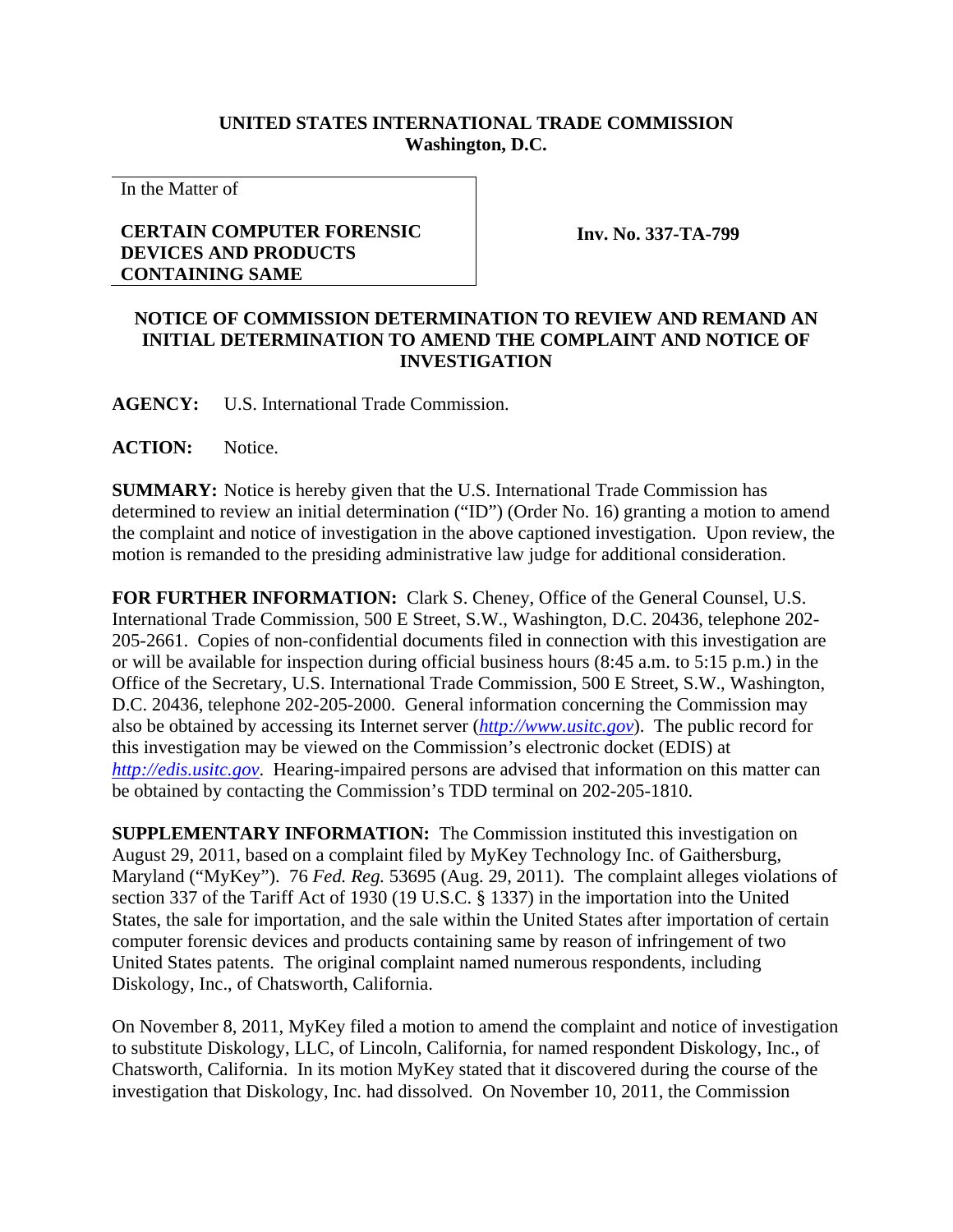**UNITED STATES INTERNATIONAL TRADE COMMISSION**
**Washington, D.C.**

In the Matter of

**CERTAIN COMPUTER FORENSIC DEVICES AND PRODUCTS CONTAINING SAME**

**Inv. No. 337-TA-799**

**NOTICE OF COMMISSION DETERMINATION TO REVIEW AND REMAND AN INITIAL DETERMINATION TO AMEND THE COMPLAINT AND NOTICE OF INVESTIGATION**

**AGENCY:** U.S. International Trade Commission.

**ACTION:** Notice.

**SUMMARY:** Notice is hereby given that the U.S. International Trade Commission has determined to review an initial determination ("ID") (Order No. 16) granting a motion to amend the complaint and notice of investigation in the above captioned investigation. Upon review, the motion is remanded to the presiding administrative law judge for additional consideration.

**FOR FURTHER INFORMATION:** Clark S. Cheney, Office of the General Counsel, U.S. International Trade Commission, 500 E Street, S.W., Washington, D.C. 20436, telephone 202-205-2661. Copies of non-confidential documents filed in connection with this investigation are or will be available for inspection during official business hours (8:45 a.m. to 5:15 p.m.) in the Office of the Secretary, U.S. International Trade Commission, 500 E Street, S.W., Washington, D.C. 20436, telephone 202-205-2000. General information concerning the Commission may also be obtained by accessing its Internet server (*http://www.usitc.gov*). The public record for this investigation may be viewed on the Commission's electronic docket (EDIS) at *http://edis.usitc.gov*. Hearing-impaired persons are advised that information on this matter can be obtained by contacting the Commission's TDD terminal on 202-205-1810.

**SUPPLEMENTARY INFORMATION:** The Commission instituted this investigation on August 29, 2011, based on a complaint filed by MyKey Technology Inc. of Gaithersburg, Maryland ("MyKey"). 76 *Fed. Reg.* 53695 (Aug. 29, 2011). The complaint alleges violations of section 337 of the Tariff Act of 1930 (19 U.S.C. § 1337) in the importation into the United States, the sale for importation, and the sale within the United States after importation of certain computer forensic devices and products containing same by reason of infringement of two United States patents. The original complaint named numerous respondents, including Diskology, Inc., of Chatsworth, California.

On November 8, 2011, MyKey filed a motion to amend the complaint and notice of investigation to substitute Diskology, LLC, of Lincoln, California, for named respondent Diskology, Inc., of Chatsworth, California. In its motion MyKey stated that it discovered during the course of the investigation that Diskology, Inc. had dissolved. On November 10, 2011, the Commission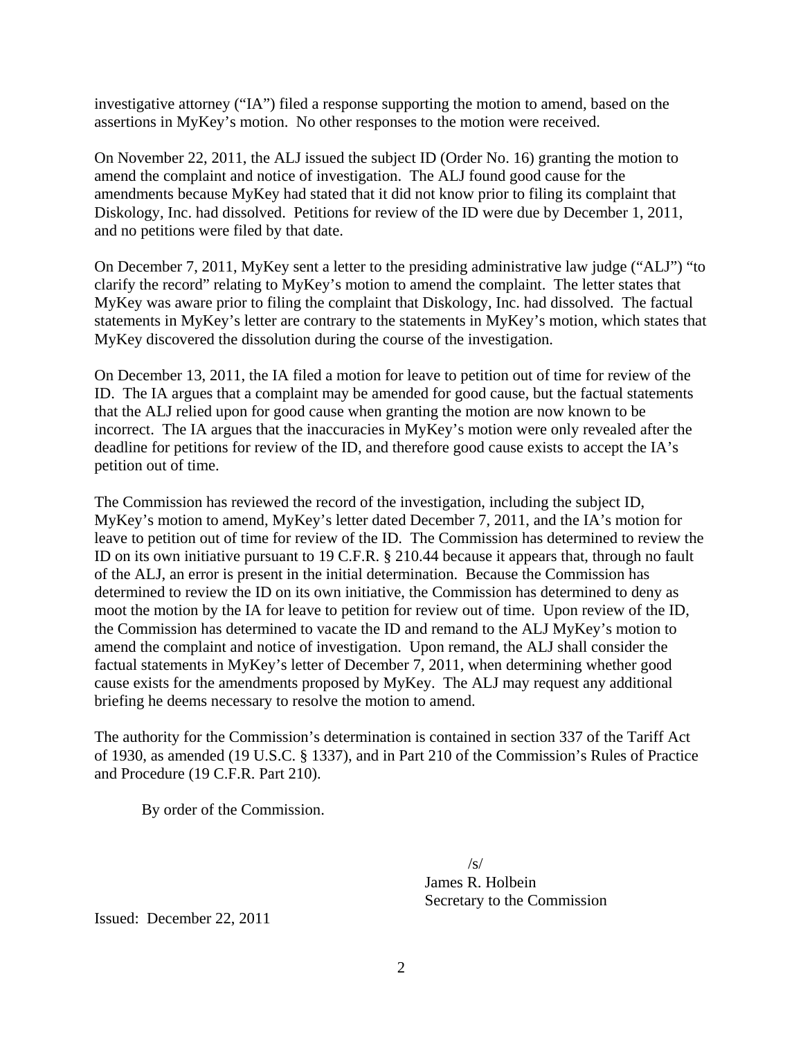investigative attorney ("IA") filed a response supporting the motion to amend, based on the assertions in MyKey's motion. No other responses to the motion were received.

On November 22, 2011, the ALJ issued the subject ID (Order No. 16) granting the motion to amend the complaint and notice of investigation. The ALJ found good cause for the amendments because MyKey had stated that it did not know prior to filing its complaint that Diskology, Inc. had dissolved. Petitions for review of the ID were due by December 1, 2011, and no petitions were filed by that date.

On December 7, 2011, MyKey sent a letter to the presiding administrative law judge ("ALJ") "to clarify the record" relating to MyKey's motion to amend the complaint. The letter states that MyKey was aware prior to filing the complaint that Diskology, Inc. had dissolved. The factual statements in MyKey's letter are contrary to the statements in MyKey's motion, which states that MyKey discovered the dissolution during the course of the investigation.

On December 13, 2011, the IA filed a motion for leave to petition out of time for review of the ID. The IA argues that a complaint may be amended for good cause, but the factual statements that the ALJ relied upon for good cause when granting the motion are now known to be incorrect. The IA argues that the inaccuracies in MyKey's motion were only revealed after the deadline for petitions for review of the ID, and therefore good cause exists to accept the IA's petition out of time.

The Commission has reviewed the record of the investigation, including the subject ID, MyKey's motion to amend, MyKey's letter dated December 7, 2011, and the IA's motion for leave to petition out of time for review of the ID. The Commission has determined to review the ID on its own initiative pursuant to 19 C.F.R. § 210.44 because it appears that, through no fault of the ALJ, an error is present in the initial determination. Because the Commission has determined to review the ID on its own initiative, the Commission has determined to deny as moot the motion by the IA for leave to petition for review out of time. Upon review of the ID, the Commission has determined to vacate the ID and remand to the ALJ MyKey's motion to amend the complaint and notice of investigation. Upon remand, the ALJ shall consider the factual statements in MyKey's letter of December 7, 2011, when determining whether good cause exists for the amendments proposed by MyKey. The ALJ may request any additional briefing he deems necessary to resolve the motion to amend.

The authority for the Commission's determination is contained in section 337 of the Tariff Act of 1930, as amended (19 U.S.C. § 1337), and in Part 210 of the Commission's Rules of Practice and Procedure (19 C.F.R. Part 210).

By order of the Commission.

/s/
James R. Holbein
Secretary to the Commission

Issued: December 22, 2011